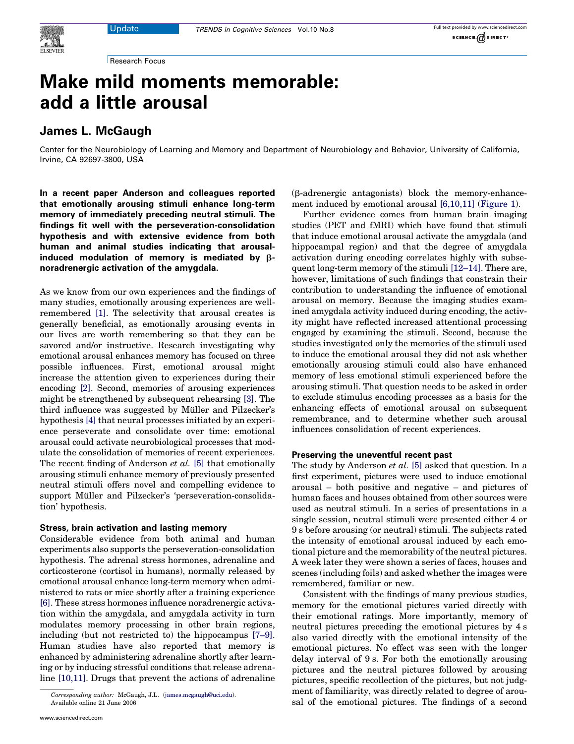Research Focus

# Make mild moments memorable: add a little arousal

## James L. McGaugh

Center for the Neurobiology of Learning and Memory and Department of Neurobiology and Behavior, University of California, Irvine, CA 92697-3800, USA

**In a recent paper Anderson and colleagues reported that emotionally arousing stimuli enhance long-term memory of immediately preceding neutral stimuli. The findings fit well with the perseveration-consolidation hypothesis and with extensive evidence from both human and animal studies indicating that arousal-induced modulation of memory is mediated by β-noradrenergic activation of the amygdala.**

As we know from our own experiences and the findings of many studies, emotionally arousing experiences are well-remembered [1]. The selectivity that arousal creates is generally beneficial, as emotionally arousing events in our lives are worth remembering so that they can be savored and/or instructive. Research investigating why emotional arousal enhances memory has focused on three possible influences. First, emotional arousal might increase the attention given to experiences during their encoding [2]. Second, memories of arousing experiences might be strengthened by subsequent rehearsing [3]. The third influence was suggested by Müller and Pilzecker's hypothesis [4] that neural processes initiated by an experience perseverate and consolidate over time: emotional arousal could activate neurobiological processes that modulate the consolidation of memories of recent experiences. The recent finding of Anderson *et al.* [5] that emotionally arousing stimuli enhance memory of previously presented neutral stimuli offers novel and compelling evidence to support Müller and Pilzecker's 'perseveration-consolidation' hypothesis.

### Stress, brain activation and lasting memory

Considerable evidence from both animal and human experiments also supports the perseveration-consolidation hypothesis. The adrenal stress hormones, adrenaline and corticosterone (cortisol in humans), normally released by emotional arousal enhance long-term memory when administered to rats or mice shortly after a training experience [6]. These stress hormones influence noradrenergic activation within the amygdala, and amygdala activity in turn modulates memory processing in other brain regions, including (but not restricted to) the hippocampus [7–9]. Human studies have also reported that memory is enhanced by administering adrenaline shortly after learning or by inducing stressful conditions that release adrenaline [10,11]. Drugs that prevent the actions of adrenaline (β-adrenergic antagonists) block the memory-enhancement induced by emotional arousal [6,10,11] (Figure 1).

Further evidence comes from human brain imaging studies (PET and fMRI) which have found that stimuli that induce emotional arousal activate the amygdala (and hippocampal region) and that the degree of amygdala activation during encoding correlates highly with subsequent long-term memory of the stimuli [12–14]. There are, however, limitations of such findings that constrain their contribution to understanding the influence of emotional arousal on memory. Because the imaging studies examined amygdala activity induced during encoding, the activity might have reflected increased attentional processing engaged by examining the stimuli. Second, because the studies investigated only the memories of the stimuli used to induce the emotional arousal they did not ask whether emotionally arousing stimuli could also have enhanced memory of less emotional stimuli experienced before the arousing stimuli. That question needs to be asked in order to exclude stimulus encoding processes as a basis for the enhancing effects of emotional arousal on subsequent remembrance, and to determine whether such arousal influences consolidation of recent experiences.

### Preserving the uneventful recent past

The study by Anderson *et al.* [5] asked that question. In a first experiment, pictures were used to induce emotional arousal – both positive and negative – and pictures of human faces and houses obtained from other sources were used as neutral stimuli. In a series of presentations in a single session, neutral stimuli were presented either 4 or 9 s before arousing (or neutral) stimuli. The subjects rated the intensity of emotional arousal induced by each emotional picture and the memorability of the neutral pictures. A week later they were shown a series of faces, houses and scenes (including foils) and asked whether the images were remembered, familiar or new.

Consistent with the findings of many previous studies, memory for the emotional pictures varied directly with their emotional ratings. More importantly, memory of neutral pictures preceding the emotional pictures by 4 s also varied directly with the emotional intensity of the emotional pictures. No effect was seen with the longer delay interval of 9 s. For both the emotionally arousing pictures and the neutral pictures followed by arousing pictures, specific recollection of the pictures, but not judgment of familiarity, was directly related to degree of arousal of the emotional pictures. The findings of a second

Corresponding author: McGaugh, J.L. (james.mcgaugh@uci.edu).
Available online 21 June 2006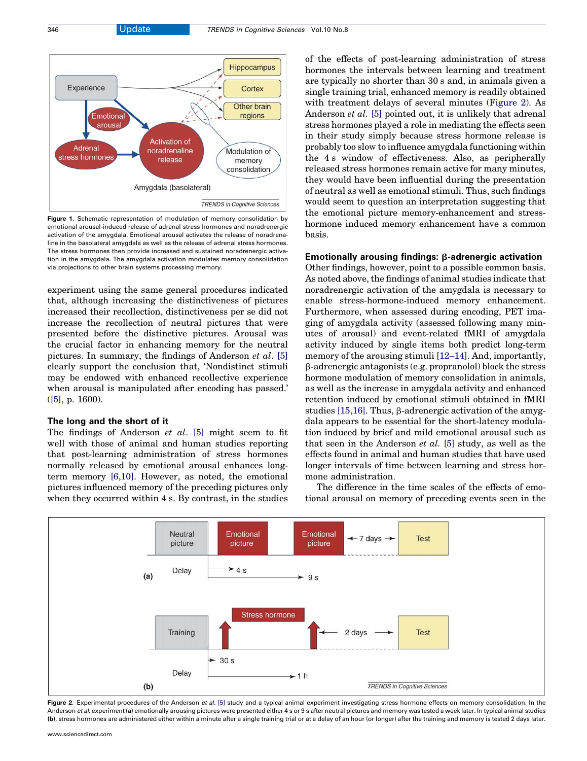Figure 1. Schematic representation of modulation of memory consolidation by emotional arousal-induced release of adrenal stress hormones and noradrenergic activation of the amygdala. Emotional arousal activates the release of noradrenaline in the basolateral amygdala as well as the release of adrenal stress hormones. The stress hormones then provide increased and sustained noradrenergic activation in the amygdala. The amygdala activation modulates memory consolidation via projections to other brain systems processing memory.

experiment using the same general procedures indicated that, although increasing the distinctiveness of pictures increased their recollection, distinctiveness per se did not increase the recollection of neutral pictures that were presented before the distinctive pictures. Arousal was the crucial factor in enhancing memory for the neutral pictures. In summary, the findings of Anderson *et al*. [5] clearly support the conclusion that, 'Nondistinct stimuli may be endowed with enhanced recollective experience when arousal is manipulated after encoding has passed.' ([5], p. 1600).

### The long and the short of it

The findings of Anderson *et al*. [5] might seem to fit well with those of animal and human studies reporting that post-learning administration of stress hormones normally released by emotional arousal enhances long-term memory [6,10]. However, as noted, the emotional pictures influenced memory of the preceding pictures only when they occurred within 4 s. By contrast, in the studies of the effects of post-learning administration of stress hormones the intervals between learning and treatment are typically no shorter than 30 s and, in animals given a single training trial, enhanced memory is readily obtained with treatment delays of several minutes (Figure 2). As Anderson *et al.* [5] pointed out, it is unlikely that adrenal stress hormones played a role in mediating the effects seen in their study simply because stress hormone release is probably too slow to influence amygdala functioning within the 4 s window of effectiveness. Also, as peripherally released stress hormones remain active for many minutes, they would have been influential during the presentation of neutral as well as emotional stimuli. Thus, such findings would seem to question an interpretation suggesting that the emotional picture memory-enhancement and stress-hormone induced memory enhancement have a common basis.

### Emotionally arousing findings: β-adrenergic activation

Other findings, however, point to a possible common basis. As noted above, the findings of animal studies indicate that noradrenergic activation of the amygdala is necessary to enable stress-hormone-induced memory enhancement. Furthermore, when assessed during encoding, PET imaging of amygdala activity (assessed following many minutes of arousal) and event-related fMRI of amygdala activity induced by single items both predict long-term memory of the arousing stimuli [12–14]. And, importantly, β-adrenergic antagonists (e.g. propranolol) block the stress hormone modulation of memory consolidation in animals, as well as the increase in amygdala activity and enhanced retention induced by emotional stimuli obtained in fMRI studies [15,16]. Thus, β-adrenergic activation of the amygdala appears to be essential for the short-latency modulation induced by brief and mild emotional arousal such as that seen in the Anderson *et al.* [5] study, as well as the effects found in animal and human studies that have used longer intervals of time between learning and stress hormone administration.

The difference in the time scales of the effects of emotional arousal on memory of preceding events seen in the

Figure 2. Experimental procedures of the Anderson *et al.* [5] study and a typical animal experiment investigating stress hormone effects on memory consolidation. In the Anderson *et al.* experiment **(a)** emotionally arousing pictures were presented either 4 s or 9 s after neutral pictures and memory was tested a week later. In typical animal studies **(b)**, stress hormones are administered either within a minute after a single training trial or at a delay of an hour (or longer) after the training and memory is tested 2 days later.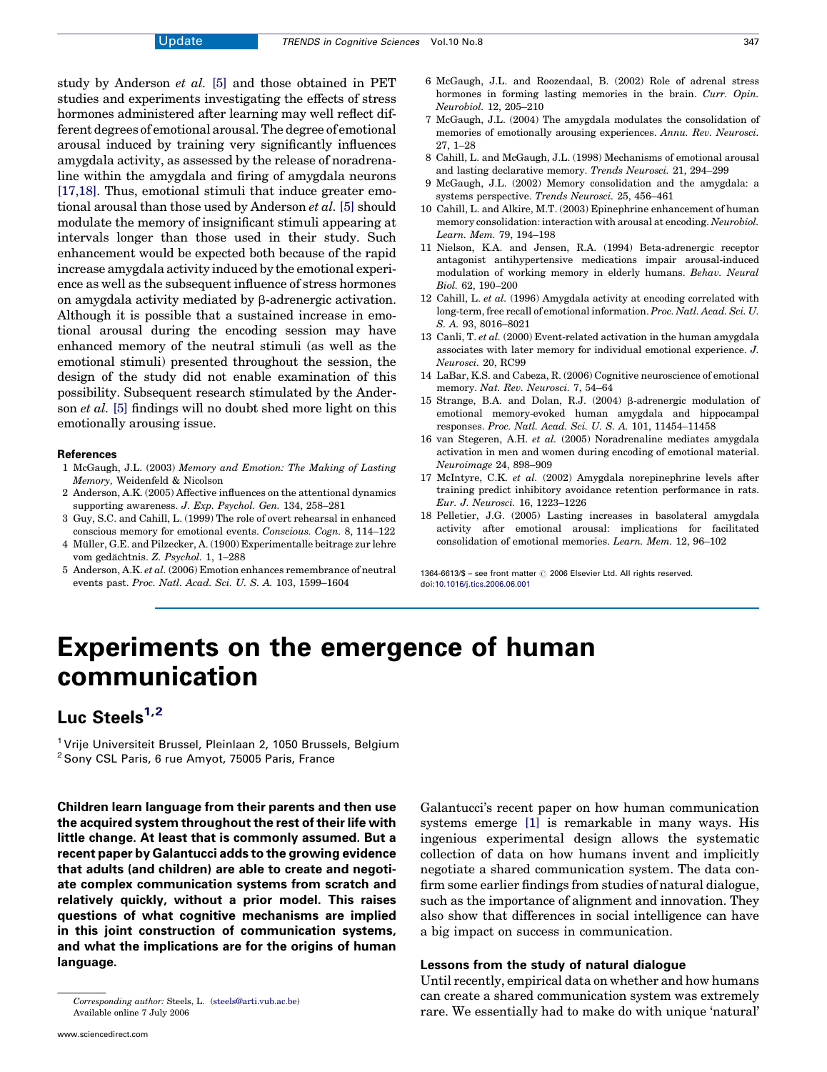study by Anderson *et al.* [5] and those obtained in PET studies and experiments investigating the effects of stress hormones administered after learning may well reflect different degrees of emotional arousal. The degree of emotional arousal induced by training very significantly influences amygdala activity, as assessed by the release of noradrenaline within the amygdala and firing of amygdala neurons [17,18]. Thus, emotional stimuli that induce greater emotional arousal than those used by Anderson *et al.* [5] should modulate the memory of insignificant stimuli appearing at intervals longer than those used in their study. Such enhancement would be expected both because of the rapid increase amygdala activity induced by the emotional experience as well as the subsequent influence of stress hormones on amygdala activity mediated by β-adrenergic activation. Although it is possible that a sustained increase in emotional arousal during the encoding session may have enhanced memory of the neutral stimuli (as well as the emotional stimuli) presented throughout the session, the design of the study did not enable examination of this possibility. Subsequent research stimulated by the Anderson *et al.* [5] findings will no doubt shed more light on this emotionally arousing issue.

#### References

1 McGaugh, J.L. (2003) *Memory and Emotion: The Making of Lasting Memory,* Weidenfeld & Nicolson
2 Anderson, A.K. (2005) Affective influences on the attentional dynamics supporting awareness. *J. Exp. Psychol. Gen.* 134, 258–281
3 Guy, S.C. and Cahill, L. (1999) The role of overt rehearsal in enhanced conscious memory for emotional events. *Conscious. Cogn.* 8, 114–122
4 Müller, G.E. and Pilzecker, A. (1900) Experimentalle beitrage zur lehre vom gedächtnis. *Z. Psychol.* 1, 1–288
5 Anderson, A.K. *et al.* (2006) Emotion enhances remembrance of neutral events past. *Proc. Natl. Acad. Sci. U. S. A.* 103, 1599–1604
6 McGaugh, J.L. and Roozendaal, B. (2002) Role of adrenal stress hormones in forming lasting memories in the brain. *Curr. Opin. Neurobiol.* 12, 205–210
7 McGaugh, J.L. (2004) The amygdala modulates the consolidation of memories of emotionally arousing experiences. *Annu. Rev. Neurosci.* 27, 1–28
8 Cahill, L. and McGaugh, J.L. (1998) Mechanisms of emotional arousal and lasting declarative memory. *Trends Neurosci.* 21, 294–299
9 McGaugh, J.L. (2002) Memory consolidation and the amygdala: a systems perspective. *Trends Neurosci.* 25, 456–461
10 Cahill, L. and Alkire, M.T. (2003) Epinephrine enhancement of human memory consolidation: interaction with arousal at encoding. *Neurobiol. Learn. Mem.* 79, 194–198
11 Nielson, K.A. and Jensen, R.A. (1994) Beta-adrenergic receptor antagonist antihypertensive medications impair arousal-induced modulation of working memory in elderly humans. *Behav. Neural Biol.* 62, 190–200
12 Cahill, L. *et al.* (1996) Amygdala activity at encoding correlated with long-term, free recall of emotional information. *Proc. Natl. Acad. Sci. U. S. A.* 93, 8016–8021
13 Canli, T. *et al.* (2000) Event-related activation in the human amygdala associates with later memory for individual emotional experience. *J. Neurosci.* 20, RC99
14 LaBar, K.S. and Cabeza, R. (2006) Cognitive neuroscience of emotional memory. *Nat. Rev. Neurosci.* 7, 54–64
15 Strange, B.A. and Dolan, R.J. (2004) β-adrenergic modulation of emotional memory-evoked human amygdala and hippocampal responses. *Proc. Natl. Acad. Sci. U. S. A.* 101, 11454–11458
16 van Stegeren, A.H. *et al.* (2005) Noradrenaline mediates amygdala activation in men and women during encoding of emotional material. *Neuroimage* 24, 898–909
17 McIntyre, C.K. *et al.* (2002) Amygdala norepinephrine levels after training predict inhibitory avoidance retention performance in rats. *Eur. J. Neurosci.* 16, 1223–1226
18 Pelletier, J.G. (2005) Lasting increases in basolateral amygdala activity after emotional arousal: implications for facilitated consolidation of emotional memories. *Learn. Mem.* 12, 96–102

1364-6613/$ – see front matter © 2006 Elsevier Ltd. All rights reserved.
doi:10.1016/j.tics.2006.06.001

# Experiments on the emergence of human communication

## Luc Steels[1,2]

[1] Vrije Universiteit Brussel, Pleinlaan 2, 1050 Brussels, Belgium
[2] Sony CSL Paris, 6 rue Amyot, 75005 Paris, France

**Children learn language from their parents and then use the acquired system throughout the rest of their life with little change. At least that is commonly assumed. But a recent paper by Galantucci adds to the growing evidence that adults (and children) are able to create and negotiate complex communication systems from scratch and relatively quickly, without a prior model. This raises questions of what cognitive mechanisms are implied in this joint construction of communication systems, and what the implications are for the origins of human language.**

Galantucci's recent paper on how human communication systems emerge [1] is remarkable in many ways. His ingenious experimental design allows the systematic collection of data on how humans invent and implicitly negotiate a shared communication system. The data confirm some earlier findings from studies of natural dialogue, such as the importance of alignment and innovation. They also show that differences in social intelligence can have a big impact on success in communication.

#### Lessons from the study of natural dialogue

Until recently, empirical data on whether and how humans can create a shared communication system was extremely rare. We essentially had to make do with unique 'natural'

*Corresponding author:* Steels, L. (steels@arti.vub.ac.be)
Available online 7 July 2006